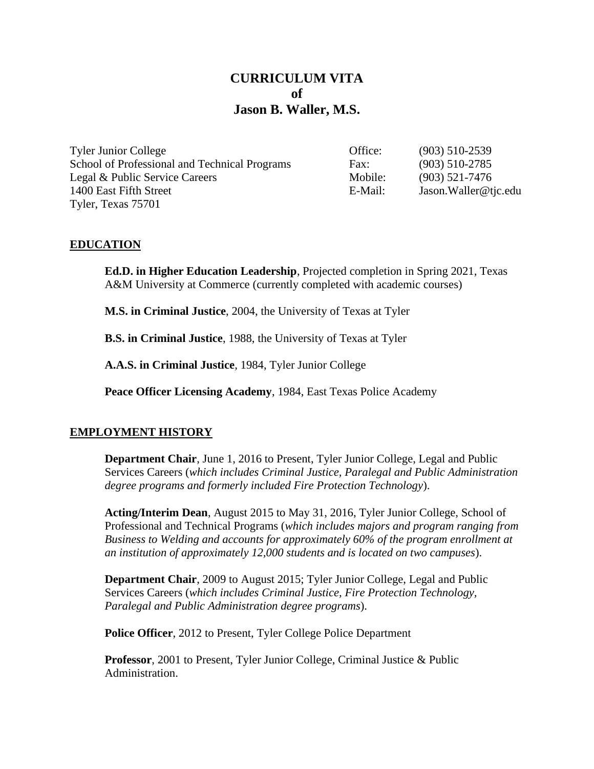# CURRICULUM VITA
# of
# Jason B. Waller, M.S.

Tyler Junior College
School of Professional and Technical Programs
Legal & Public Service Careers
1400 East Fifth Street
Tyler, Texas 75701

Office: (903) 510-2539
Fax: (903) 510-2785
Mobile: (903) 521-7476
E-Mail: Jason.Waller@tjc.edu

## EDUCATION

**Ed.D. in Higher Education Leadership**, Projected completion in Spring 2021, Texas A&M University at Commerce (currently completed with academic courses)

**M.S. in Criminal Justice**, 2004, the University of Texas at Tyler

**B.S. in Criminal Justice**, 1988, the University of Texas at Tyler

**A.A.S. in Criminal Justice**, 1984, Tyler Junior College

**Peace Officer Licensing Academy**, 1984, East Texas Police Academy

## EMPLOYMENT HISTORY

**Department Chair**, June 1, 2016 to Present, Tyler Junior College, Legal and Public Services Careers (*which includes Criminal Justice, Paralegal and Public Administration degree programs and formerly included Fire Protection Technology*).

**Acting/Interim Dean**, August 2015 to May 31, 2016, Tyler Junior College, School of Professional and Technical Programs (*which includes majors and program ranging from Business to Welding and accounts for approximately 60% of the program enrollment at an institution of approximately 12,000 students and is located on two campuses*).

**Department Chair**, 2009 to August 2015; Tyler Junior College, Legal and Public Services Careers (*which includes Criminal Justice, Fire Protection Technology, Paralegal and Public Administration degree programs*).

**Police Officer**, 2012 to Present, Tyler College Police Department

**Professor**, 2001 to Present, Tyler Junior College, Criminal Justice & Public Administration.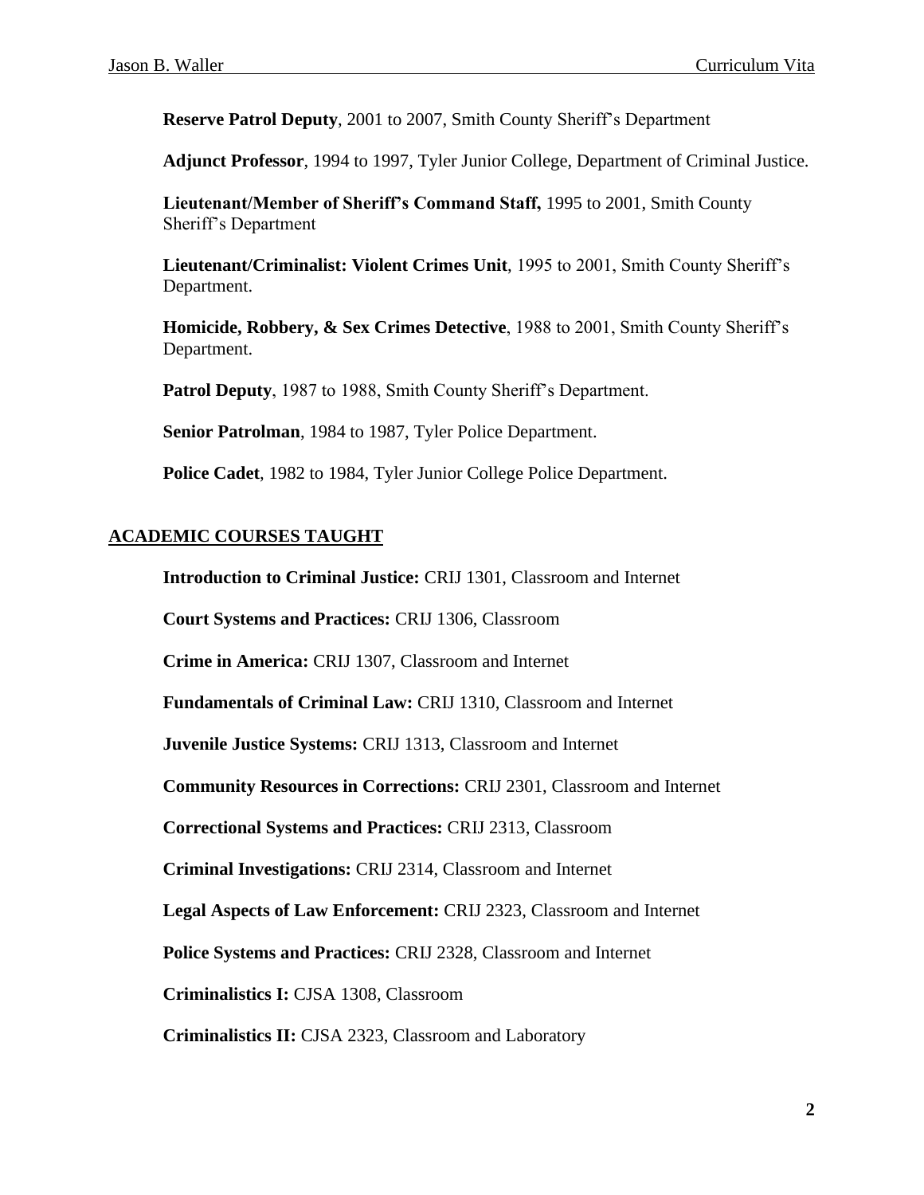**Reserve Patrol Deputy**, 2001 to 2007, Smith County Sheriff's Department

**Adjunct Professor**, 1994 to 1997, Tyler Junior College, Department of Criminal Justice.

**Lieutenant/Member of Sheriff's Command Staff,** 1995 to 2001, Smith County Sheriff's Department

**Lieutenant/Criminalist: Violent Crimes Unit**, 1995 to 2001, Smith County Sheriff's Department.

**Homicide, Robbery, & Sex Crimes Detective**, 1988 to 2001, Smith County Sheriff's Department.

**Patrol Deputy**, 1987 to 1988, Smith County Sheriff's Department.

**Senior Patrolman**, 1984 to 1987, Tyler Police Department.

**Police Cadet**, 1982 to 1984, Tyler Junior College Police Department.

## ACADEMIC COURSES TAUGHT

**Introduction to Criminal Justice:** CRIJ 1301, Classroom and Internet

**Court Systems and Practices:** CRIJ 1306, Classroom

**Crime in America:** CRIJ 1307, Classroom and Internet

**Fundamentals of Criminal Law:** CRIJ 1310, Classroom and Internet

**Juvenile Justice Systems:** CRIJ 1313, Classroom and Internet

**Community Resources in Corrections:** CRIJ 2301, Classroom and Internet

**Correctional Systems and Practices:** CRIJ 2313, Classroom

**Criminal Investigations:** CRIJ 2314, Classroom and Internet

**Legal Aspects of Law Enforcement:** CRIJ 2323, Classroom and Internet

**Police Systems and Practices:** CRIJ 2328, Classroom and Internet

**Criminalistics I:** CJSA 1308, Classroom

**Criminalistics II:** CJSA 2323, Classroom and Laboratory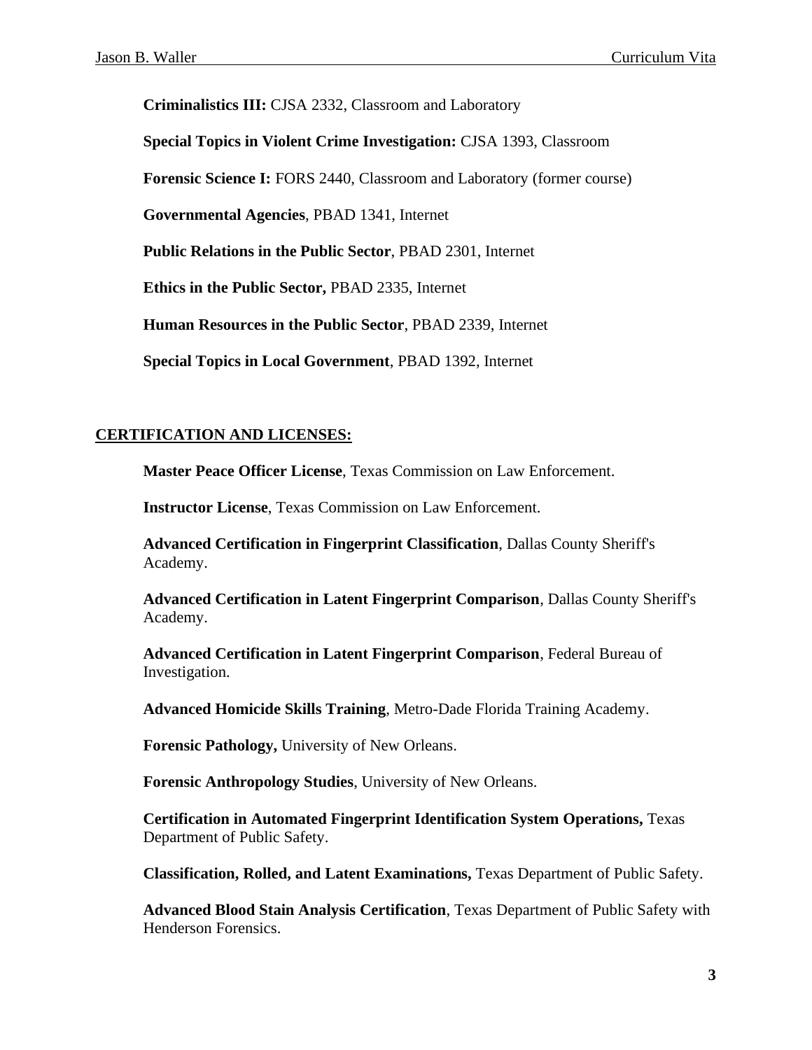**Criminalistics III:** CJSA 2332, Classroom and Laboratory

**Special Topics in Violent Crime Investigation:** CJSA 1393, Classroom

**Forensic Science I:** FORS 2440, Classroom and Laboratory (former course)

**Governmental Agencies**, PBAD 1341, Internet

**Public Relations in the Public Sector**, PBAD 2301, Internet

**Ethics in the Public Sector,** PBAD 2335, Internet

**Human Resources in the Public Sector**, PBAD 2339, Internet

**Special Topics in Local Government**, PBAD 1392, Internet

## CERTIFICATION AND LICENSES:

**Master Peace Officer License**, Texas Commission on Law Enforcement.

**Instructor License**, Texas Commission on Law Enforcement.

**Advanced Certification in Fingerprint Classification**, Dallas County Sheriff's Academy.

**Advanced Certification in Latent Fingerprint Comparison**, Dallas County Sheriff's Academy.

**Advanced Certification in Latent Fingerprint Comparison**, Federal Bureau of Investigation.

**Advanced Homicide Skills Training**, Metro-Dade Florida Training Academy.

**Forensic Pathology,** University of New Orleans.

**Forensic Anthropology Studies**, University of New Orleans.

**Certification in Automated Fingerprint Identification System Operations,** Texas Department of Public Safety.

**Classification, Rolled, and Latent Examinations,** Texas Department of Public Safety.

**Advanced Blood Stain Analysis Certification**, Texas Department of Public Safety with Henderson Forensics.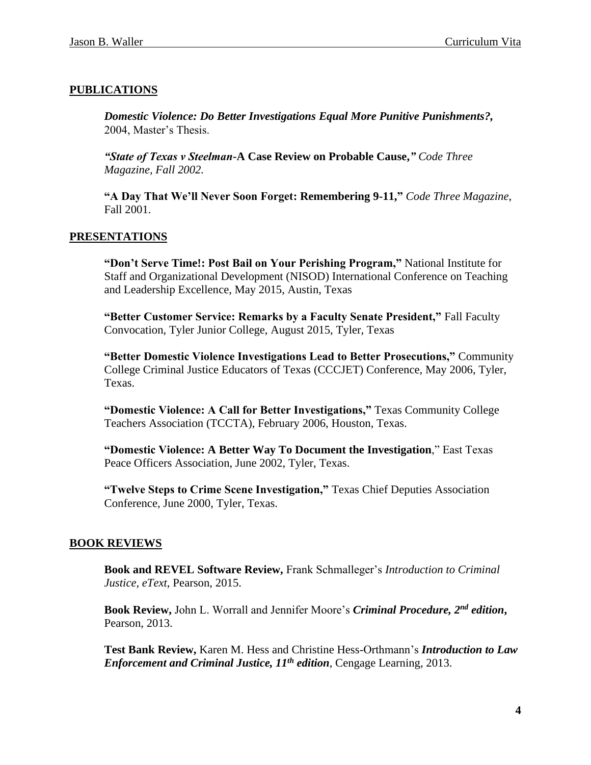## PUBLICATIONS

***Domestic Violence: Do Better Investigations Equal More Punitive Punishments?,*** 2004, Master's Thesis.

***"State of Texas v Steelman*-A Case Review on Probable Cause,"** *Code Three Magazine, Fall 2002.*

**"A Day That We'll Never Soon Forget: Remembering 9-11,"** *Code Three Magazine*, Fall 2001.

## PRESENTATIONS

**"Don't Serve Time!: Post Bail on Your Perishing Program,"** National Institute for Staff and Organizational Development (NISOD) International Conference on Teaching and Leadership Excellence, May 2015, Austin, Texas

**"Better Customer Service: Remarks by a Faculty Senate President,"** Fall Faculty Convocation, Tyler Junior College, August 2015, Tyler, Texas

**"Better Domestic Violence Investigations Lead to Better Prosecutions,"** Community College Criminal Justice Educators of Texas (CCCJET) Conference, May 2006, Tyler, Texas.

**"Domestic Violence: A Call for Better Investigations,"** Texas Community College Teachers Association (TCCTA), February 2006, Houston, Texas.

**"Domestic Violence: A Better Way To Document the Investigation**," East Texas Peace Officers Association, June 2002, Tyler, Texas.

**"Twelve Steps to Crime Scene Investigation,"** Texas Chief Deputies Association Conference, June 2000, Tyler, Texas.

## BOOK REVIEWS

**Book and REVEL Software Review,** Frank Schmalleger's *Introduction to Criminal Justice, eText*, Pearson, 2015.

**Book Review,** John L. Worrall and Jennifer Moore's ***Criminal Procedure, 2nd edition*,** Pearson, 2013.

**Test Bank Review,** Karen M. Hess and Christine Hess-Orthmann's ***Introduction to Law Enforcement and Criminal Justice, 11th edition***, Cengage Learning, 2013.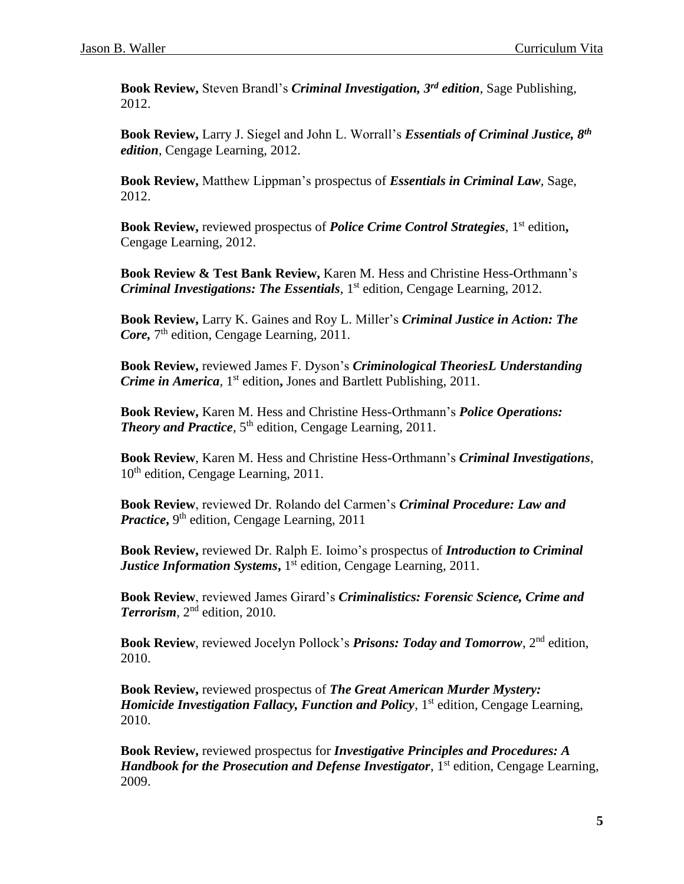**Book Review,** Steven Brandl's ***Criminal Investigation, 3rd edition***, Sage Publishing, 2012.

**Book Review,** Larry J. Siegel and John L. Worrall's ***Essentials of Criminal Justice, 8th edition***, Cengage Learning, 2012.

**Book Review,** Matthew Lippman's prospectus of ***Essentials in Criminal Law***, Sage, 2012.

**Book Review,** reviewed prospectus of ***Police Crime Control Strategies***, 1st edition**,** Cengage Learning, 2012.

**Book Review & Test Bank Review,** Karen M. Hess and Christine Hess-Orthmann's ***Criminal Investigations: The Essentials***, 1st edition, Cengage Learning, 2012.

**Book Review,** Larry K. Gaines and Roy L. Miller's ***Criminal Justice in Action: The Core,*** 7th edition, Cengage Learning, 2011.

**Book Review,** reviewed James F. Dyson's ***Criminological TheoriesL Understanding Crime in America***, 1st edition**,** Jones and Bartlett Publishing, 2011.

**Book Review,** Karen M. Hess and Christine Hess-Orthmann's ***Police Operations: Theory and Practice***, 5th edition, Cengage Learning, 2011.

**Book Review**, Karen M. Hess and Christine Hess-Orthmann's ***Criminal Investigations***, 10th edition, Cengage Learning, 2011.

**Book Review**, reviewed Dr. Rolando del Carmen's ***Criminal Procedure: Law and Practice*****,** 9th edition, Cengage Learning, 2011

**Book Review,** reviewed Dr. Ralph E. Ioimo's prospectus of ***Introduction to Criminal Justice Information Systems*****,** 1st edition, Cengage Learning, 2011.

**Book Review**, reviewed James Girard's ***Criminalistics: Forensic Science, Crime and Terrorism***, 2nd edition, 2010.

**Book Review**, reviewed Jocelyn Pollock's ***Prisons: Today and Tomorrow***, 2nd edition, 2010.

**Book Review,** reviewed prospectus of ***The Great American Murder Mystery: Homicide Investigation Fallacy, Function and Policy***, 1st edition, Cengage Learning, 2010.

**Book Review,** reviewed prospectus for ***Investigative Principles and Procedures: A Handbook for the Prosecution and Defense Investigator***, 1st edition, Cengage Learning, 2009.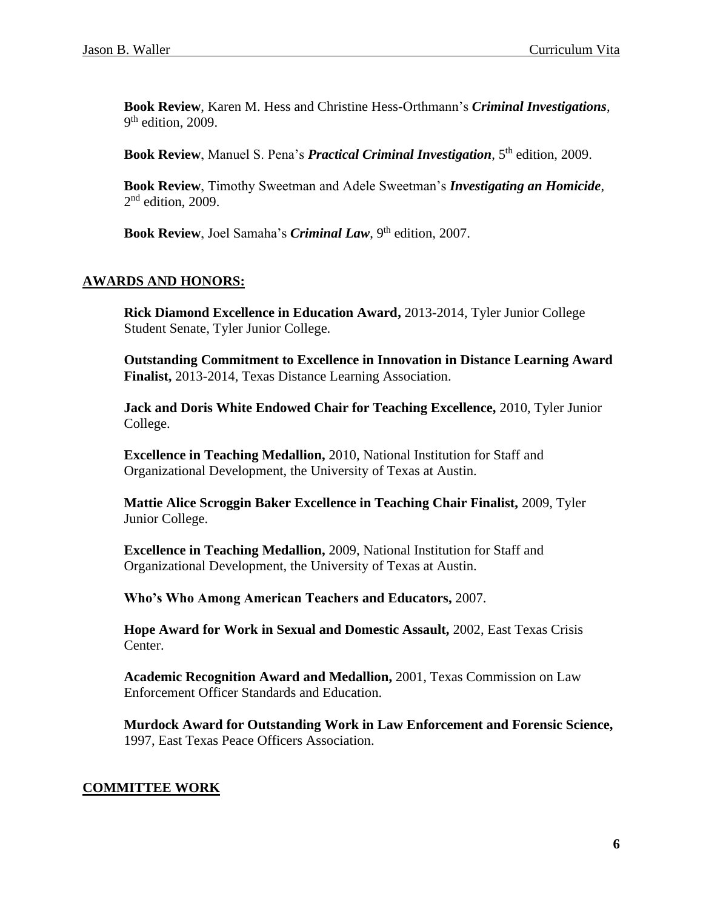**Book Review**, Karen M. Hess and Christine Hess-Orthmann's ***Criminal Investigations***, 9th edition, 2009.

**Book Review**, Manuel S. Pena's ***Practical Criminal Investigation***, 5th edition, 2009.

**Book Review**, Timothy Sweetman and Adele Sweetman's ***Investigating an Homicide***, 2nd edition, 2009.

**Book Review**, Joel Samaha's ***Criminal Law***, 9th edition, 2007.

## AWARDS AND HONORS:

**Rick Diamond Excellence in Education Award,** 2013-2014, Tyler Junior College Student Senate, Tyler Junior College.

**Outstanding Commitment to Excellence in Innovation in Distance Learning Award Finalist,** 2013-2014, Texas Distance Learning Association.

**Jack and Doris White Endowed Chair for Teaching Excellence,** 2010, Tyler Junior College.

**Excellence in Teaching Medallion,** 2010, National Institution for Staff and Organizational Development, the University of Texas at Austin.

**Mattie Alice Scroggin Baker Excellence in Teaching Chair Finalist,** 2009, Tyler Junior College.

**Excellence in Teaching Medallion,** 2009, National Institution for Staff and Organizational Development, the University of Texas at Austin.

**Who's Who Among American Teachers and Educators,** 2007.

**Hope Award for Work in Sexual and Domestic Assault,** 2002, East Texas Crisis Center.

**Academic Recognition Award and Medallion,** 2001, Texas Commission on Law Enforcement Officer Standards and Education.

**Murdock Award for Outstanding Work in Law Enforcement and Forensic Science,** 1997, East Texas Peace Officers Association.

## COMMITTEE WORK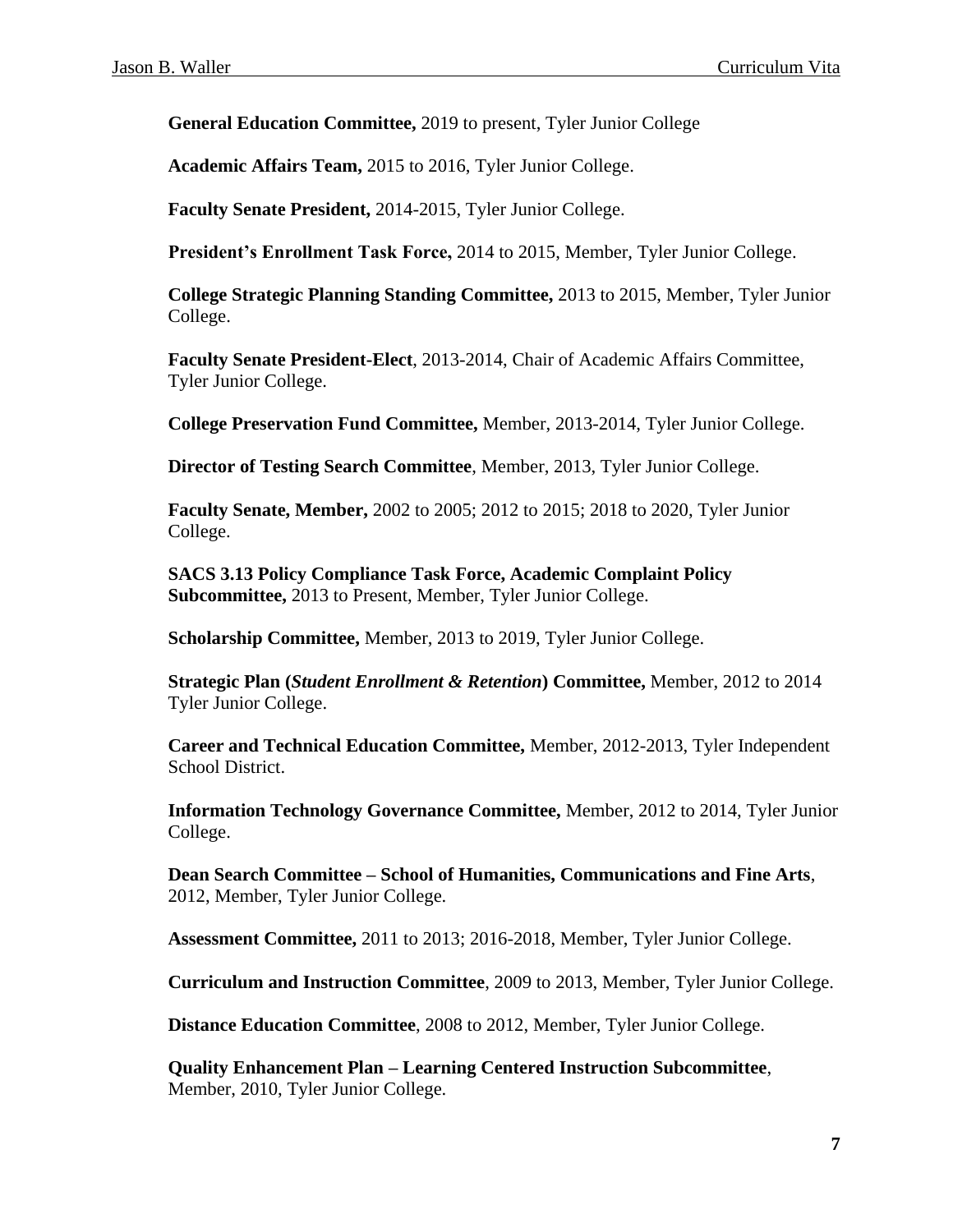**General Education Committee,** 2019 to present, Tyler Junior College

**Academic Affairs Team,** 2015 to 2016, Tyler Junior College.

**Faculty Senate President,** 2014-2015, Tyler Junior College.

**President's Enrollment Task Force,** 2014 to 2015, Member, Tyler Junior College.

**College Strategic Planning Standing Committee,** 2013 to 2015, Member, Tyler Junior College.

**Faculty Senate President-Elect**, 2013-2014, Chair of Academic Affairs Committee, Tyler Junior College.

**College Preservation Fund Committee,** Member, 2013-2014, Tyler Junior College.

**Director of Testing Search Committee**, Member, 2013, Tyler Junior College.

**Faculty Senate, Member,** 2002 to 2005; 2012 to 2015; 2018 to 2020, Tyler Junior College.

**SACS 3.13 Policy Compliance Task Force, Academic Complaint Policy Subcommittee,** 2013 to Present, Member, Tyler Junior College.

**Scholarship Committee,** Member, 2013 to 2019, Tyler Junior College.

**Strategic Plan (*Student Enrollment & Retention*) Committee,** Member, 2012 to 2014 Tyler Junior College.

**Career and Technical Education Committee,** Member, 2012-2013, Tyler Independent School District.

**Information Technology Governance Committee,** Member, 2012 to 2014, Tyler Junior College.

**Dean Search Committee – School of Humanities, Communications and Fine Arts**, 2012, Member, Tyler Junior College.

**Assessment Committee,** 2011 to 2013; 2016-2018, Member, Tyler Junior College.

**Curriculum and Instruction Committee**, 2009 to 2013, Member, Tyler Junior College.

**Distance Education Committee**, 2008 to 2012, Member, Tyler Junior College.

**Quality Enhancement Plan – Learning Centered Instruction Subcommittee**, Member, 2010, Tyler Junior College.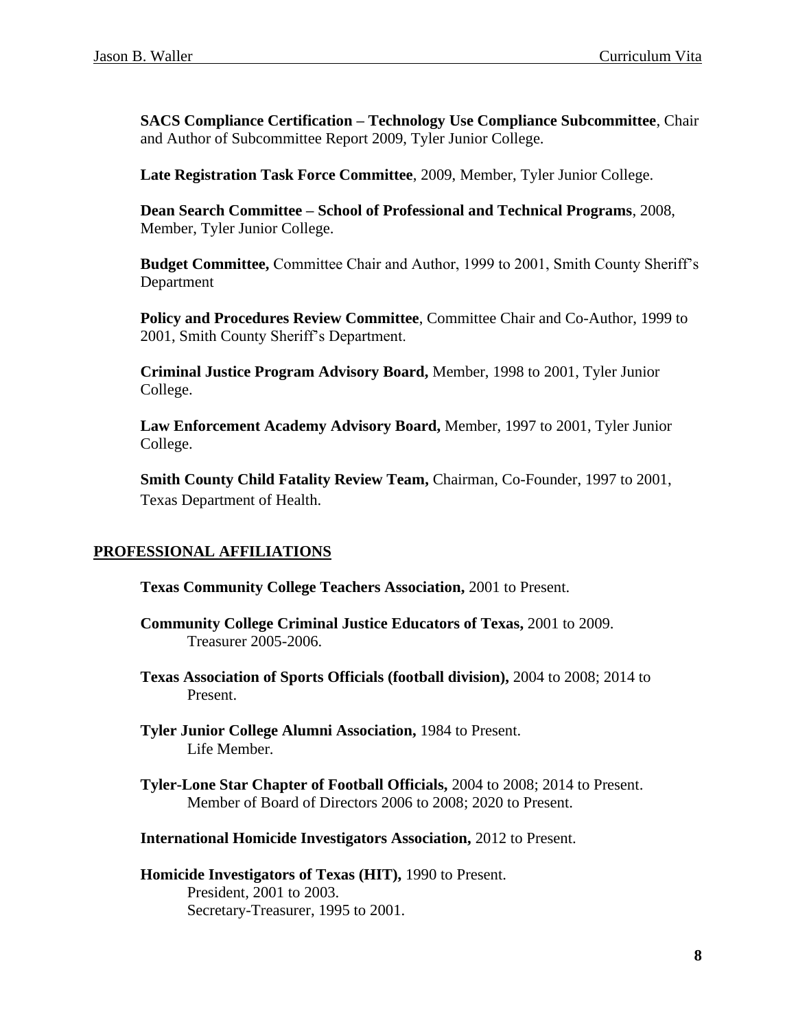**SACS Compliance Certification – Technology Use Compliance Subcommittee**, Chair and Author of Subcommittee Report 2009, Tyler Junior College.

**Late Registration Task Force Committee**, 2009, Member, Tyler Junior College.

**Dean Search Committee – School of Professional and Technical Programs**, 2008, Member, Tyler Junior College.

**Budget Committee,** Committee Chair and Author, 1999 to 2001, Smith County Sheriff's Department

**Policy and Procedures Review Committee**, Committee Chair and Co-Author, 1999 to 2001, Smith County Sheriff's Department.

**Criminal Justice Program Advisory Board,** Member, 1998 to 2001, Tyler Junior College.

**Law Enforcement Academy Advisory Board,** Member, 1997 to 2001, Tyler Junior College.

**Smith County Child Fatality Review Team,** Chairman, Co-Founder, 1997 to 2001, Texas Department of Health.

## PROFESSIONAL AFFILIATIONS

**Texas Community College Teachers Association,** 2001 to Present.

**Community College Criminal Justice Educators of Texas,** 2001 to 2009.
Treasurer 2005-2006.

**Texas Association of Sports Officials (football division),** 2004 to 2008; 2014 to Present.

**Tyler Junior College Alumni Association,** 1984 to Present.
Life Member.

**Tyler-Lone Star Chapter of Football Officials,** 2004 to 2008; 2014 to Present.
Member of Board of Directors 2006 to 2008; 2020 to Present.

**International Homicide Investigators Association,** 2012 to Present.

**Homicide Investigators of Texas (HIT),** 1990 to Present.
President, 2001 to 2003.
Secretary-Treasurer, 1995 to 2001.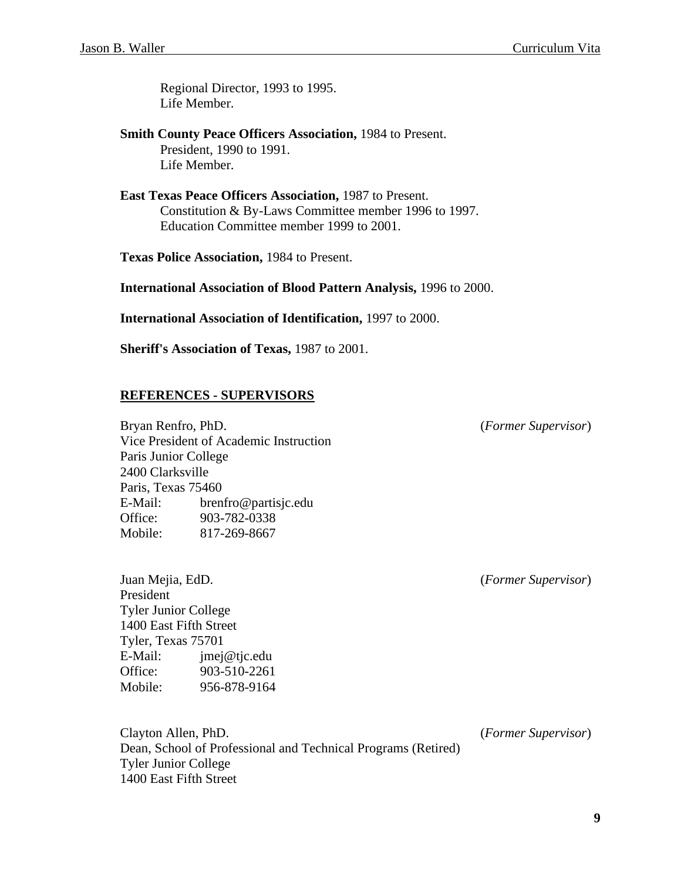Regional Director, 1993 to 1995.
Life Member.

**Smith County Peace Officers Association,** 1984 to Present.
President, 1990 to 1991.
Life Member.

**East Texas Peace Officers Association,** 1987 to Present.
Constitution & By-Laws Committee member 1996 to 1997.
Education Committee member 1999 to 2001.

**Texas Police Association,** 1984 to Present.

**International Association of Blood Pattern Analysis,** 1996 to 2000.

**International Association of Identification,** 1997 to 2000.

**Sheriff's Association of Texas,** 1987 to 2001.

## REFERENCES - SUPERVISORS

Bryan Renfro, PhD. (*Former Supervisor*)
Vice President of Academic Instruction
Paris Junior College
2400 Clarksville
Paris, Texas 75460
E-Mail: brenfro@partisjc.edu
Office: 903-782-0338
Mobile: 817-269-8667

Juan Mejia, EdD. (*Former Supervisor*)
President
Tyler Junior College
1400 East Fifth Street
Tyler, Texas 75701
E-Mail: jmej@tjc.edu
Office: 903-510-2261
Mobile: 956-878-9164

Clayton Allen, PhD. (*Former Supervisor*)
Dean, School of Professional and Technical Programs (Retired)
Tyler Junior College
1400 East Fifth Street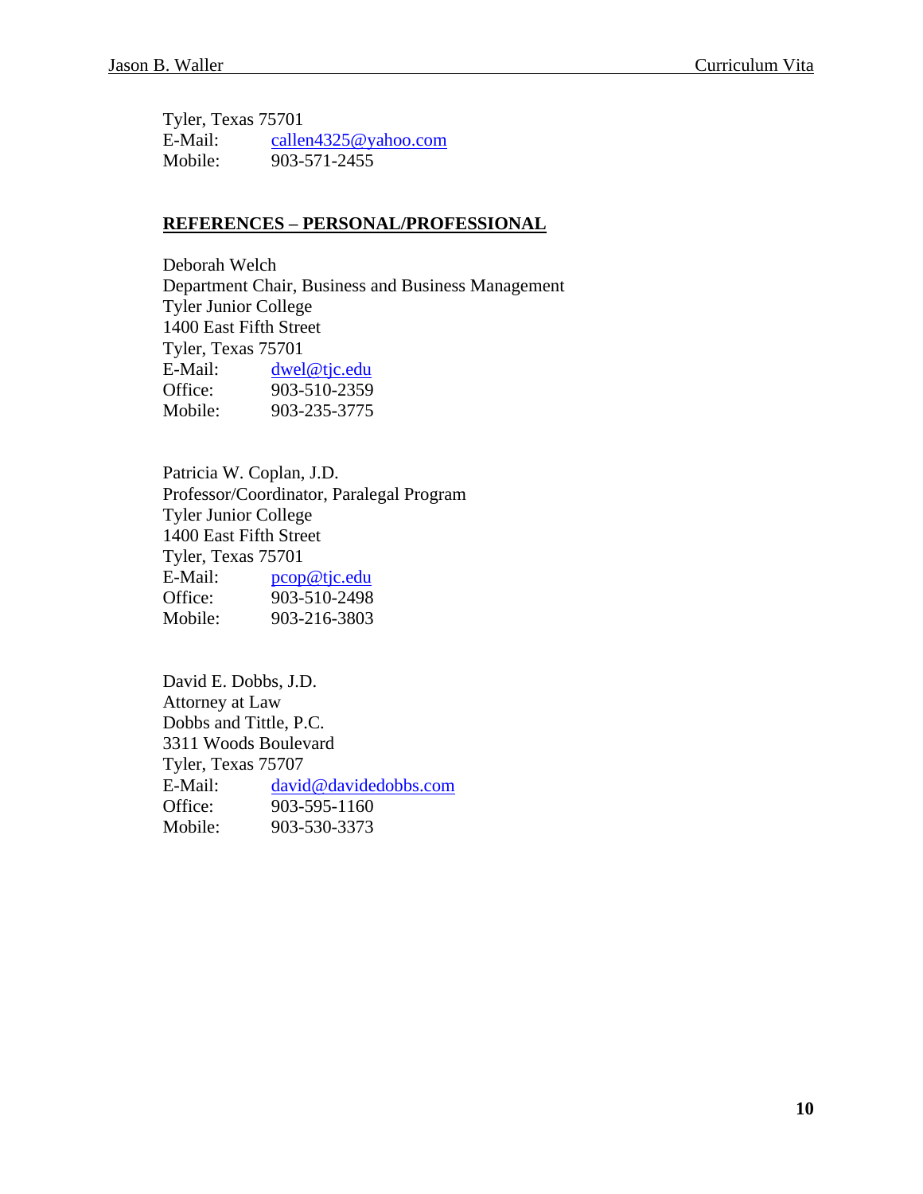Tyler, Texas 75701
E-Mail: callen4325@yahoo.com
Mobile: 903-571-2455

**REFERENCES – PERSONAL/PROFESSIONAL**

Deborah Welch
Department Chair, Business and Business Management
Tyler Junior College
1400 East Fifth Street
Tyler, Texas 75701
E-Mail: dwel@tjc.edu
Office: 903-510-2359
Mobile: 903-235-3775

Patricia W. Coplan, J.D.
Professor/Coordinator, Paralegal Program
Tyler Junior College
1400 East Fifth Street
Tyler, Texas 75701
E-Mail: pcop@tjc.edu
Office: 903-510-2498
Mobile: 903-216-3803

David E. Dobbs, J.D.
Attorney at Law
Dobbs and Tittle, P.C.
3311 Woods Boulevard
Tyler, Texas 75707
E-Mail: david@davidedobbs.com
Office: 903-595-1160
Mobile: 903-530-3373